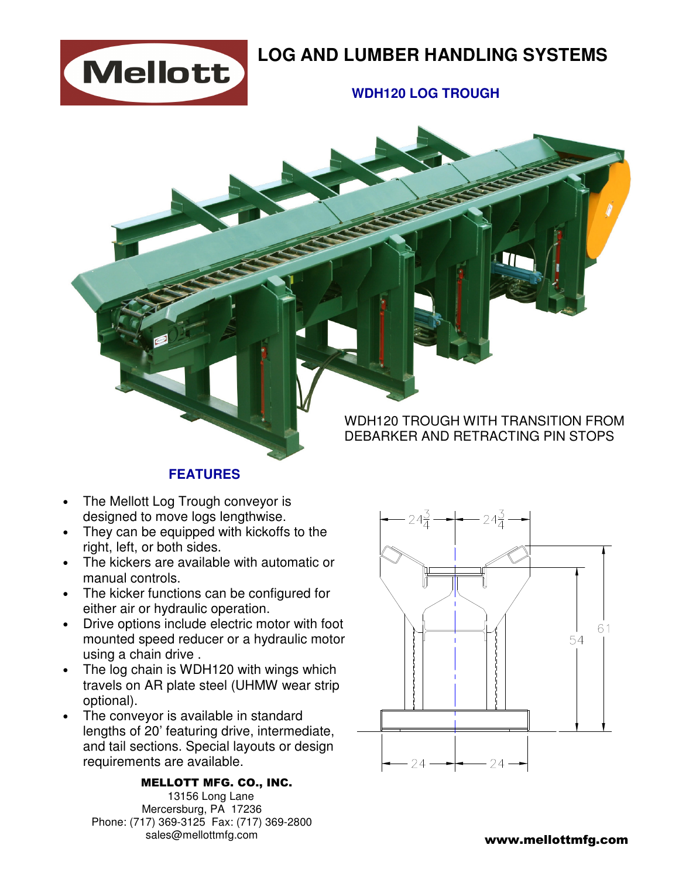# LOG AND LUMBER HANDLING SYSTEMS

## WDH120 LOG TROUGH

WDH120 TROUGH WITH TRANSITION FROM DEBARKER AND RETRACTING PIN STOPS

## FEATURES

- The Mellott Log Trough conveyor is designed to move logs lengthwise.
- They can be equipped with kickoffs to the right, left, or both sides.
- The kickers are available with automatic or manual controls.
- The kicker functions can be configured for either air or hydraulic operation.
- Drive options include electric motor with foot mounted speed reducer or a hydraulic motor using a chain drive .
- The log chain is WDH120 with wings which travels on AR plate steel (UHMW wear strip optional).
- The conveyor is available in standard lengths of 20' featuring drive, intermediate, and tail sections. Special layouts or design requirements are available.

$24\frac{3}{4}$ — $24\frac{3}{4}$

54 — 61

24 — 24

**MELLOTT MFG. CO., INC.**
13156 Long Lane
Mercersburg, PA 17236
Phone: (717) 369-3125 Fax: (717) 369-2800
sales@mellottmfg.com

**www.mellottmfg.com**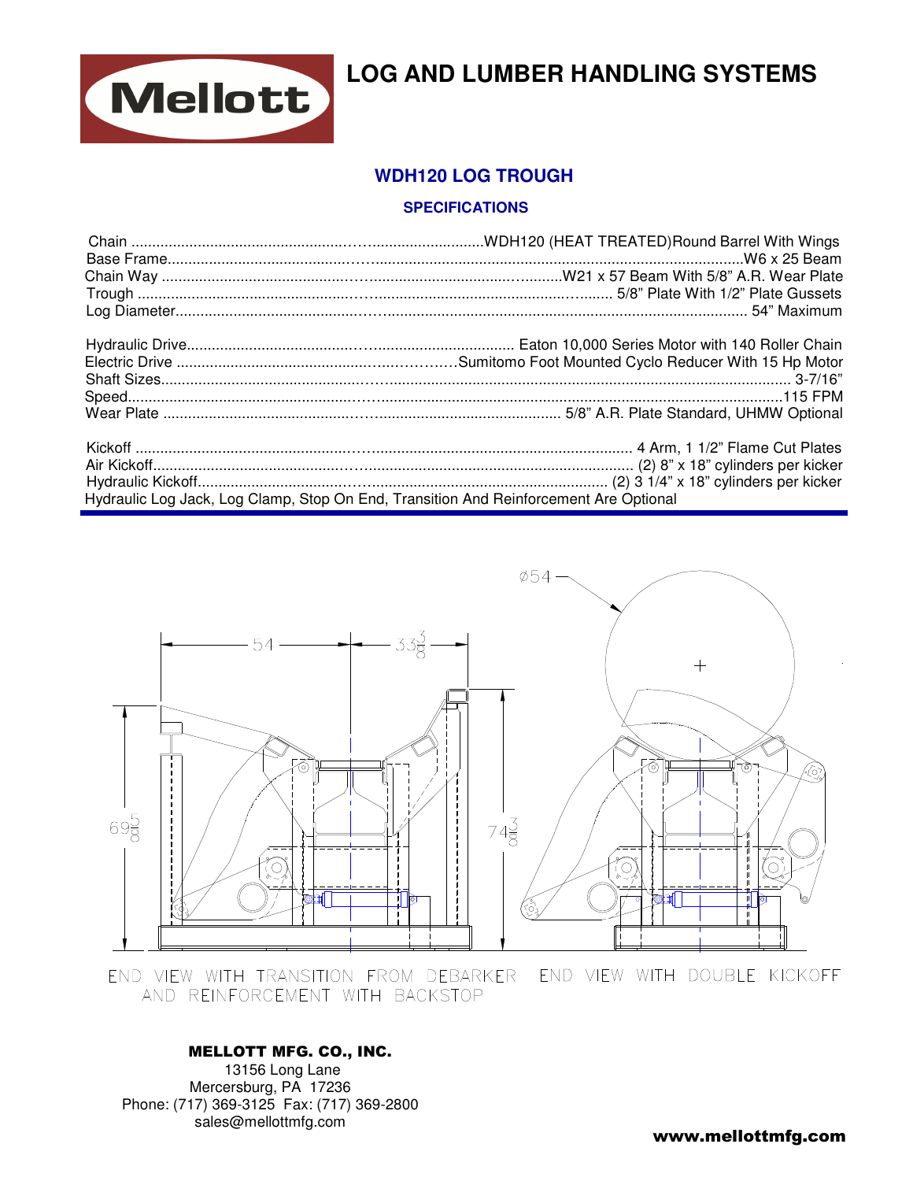# LOG AND LUMBER HANDLING SYSTEMS

## WDH120 LOG TROUGH

### SPECIFICATIONS

| | |
|---|---|
| Chain | WDH120 (HEAT TREATED)Round Barrel With Wings |
| Base Frame | W6 x 25 Beam |
| Chain Way | W21 x 57 Beam With 5/8" A.R. Wear Plate |
| Trough | 5/8" Plate With 1/2" Plate Gussets |
| Log Diameter | 54" Maximum |
| Hydraulic Drive | Eaton 10,000 Series Motor with 140 Roller Chain |
| Electric Drive | Sumitomo Foot Mounted Cyclo Reducer With 15 Hp Motor |
| Shaft Sizes | 3-7/16" |
| Speed | 115 FPM |
| Wear Plate | 5/8" A.R. Plate Standard, UHMW Optional |
| Kickoff | 4 Arm, 1 1/2" Flame Cut Plates |
| Air Kickoff | (2) 8" x 18" cylinders per kicker |
| Hydraulic Kickoff | (2) 3 1/4" x 18" cylinders per kicker |

Hydraulic Log Jack, Log Clamp, Stop On End, Transition And Reinforcement Are Optional

⌀54

54

33 3/8

69 5/8

74 3/8

END VIEW WITH TRANSITION FROM DEBARKER AND REINFORCEMENT WITH BACKSTOP

END VIEW WITH DOUBLE KICKOFF

**MELLOTT MFG. CO., INC.**
13156 Long Lane
Mercersburg, PA 17236
Phone: (717) 369-3125 Fax: (717) 369-2800
sales@mellottmfg.com

**www.mellottmfg.com**